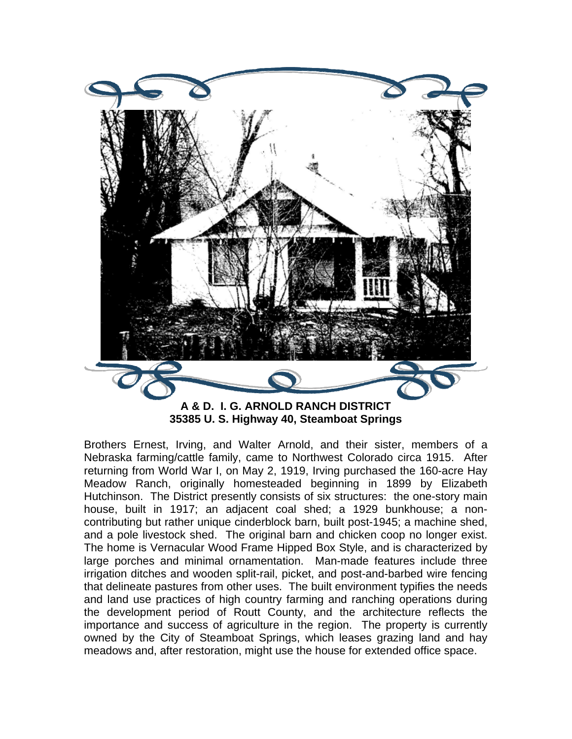**A & D. I. G. ARNOLD RANCH DISTRICT**
**35385 U. S. Highway 40, Steamboat Springs**

Brothers Ernest, Irving, and Walter Arnold, and their sister, members of a Nebraska farming/cattle family, came to Northwest Colorado circa 1915. After returning from World War I, on May 2, 1919, Irving purchased the 160-acre Hay Meadow Ranch, originally homesteaded beginning in 1899 by Elizabeth Hutchinson. The District presently consists of six structures: the one-story main house, built in 1917; an adjacent coal shed; a 1929 bunkhouse; a non-contributing but rather unique cinderblock barn, built post-1945; a machine shed, and a pole livestock shed. The original barn and chicken coop no longer exist. The home is Vernacular Wood Frame Hipped Box Style, and is characterized by large porches and minimal ornamentation. Man-made features include three irrigation ditches and wooden split-rail, picket, and post-and-barbed wire fencing that delineate pastures from other uses. The built environment typifies the needs and land use practices of high country farming and ranching operations during the development period of Routt County, and the architecture reflects the importance and success of agriculture in the region. The property is currently owned by the City of Steamboat Springs, which leases grazing land and hay meadows and, after restoration, might use the house for extended office space.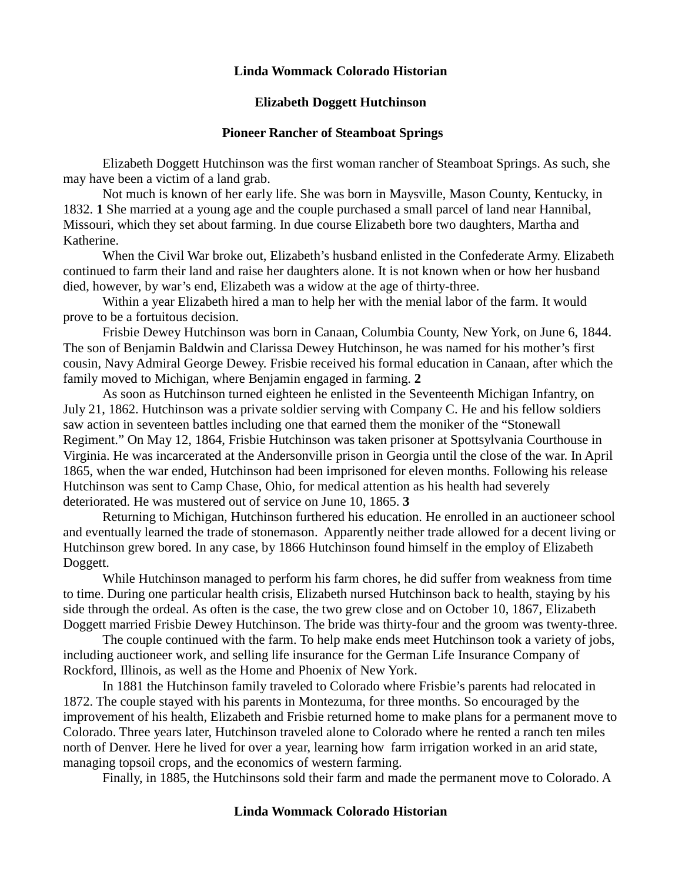**Elizabeth Doggett Hutchinson**

**Pioneer Rancher of Steamboat Springs**

Elizabeth Doggett Hutchinson was the first woman rancher of Steamboat Springs. As such, she may have been a victim of a land grab.

Not much is known of her early life. She was born in Maysville, Mason County, Kentucky, in 1832. **1** She married at a young age and the couple purchased a small parcel of land near Hannibal, Missouri, which they set about farming. In due course Elizabeth bore two daughters, Martha and Katherine.

When the Civil War broke out, Elizabeth's husband enlisted in the Confederate Army. Elizabeth continued to farm their land and raise her daughters alone. It is not known when or how her husband died, however, by war's end, Elizabeth was a widow at the age of thirty-three.

Within a year Elizabeth hired a man to help her with the menial labor of the farm. It would prove to be a fortuitous decision.

Frisbie Dewey Hutchinson was born in Canaan, Columbia County, New York, on June 6, 1844. The son of Benjamin Baldwin and Clarissa Dewey Hutchinson, he was named for his mother's first cousin, Navy Admiral George Dewey. Frisbie received his formal education in Canaan, after which the family moved to Michigan, where Benjamin engaged in farming. **2**

As soon as Hutchinson turned eighteen he enlisted in the Seventeenth Michigan Infantry, on July 21, 1862. Hutchinson was a private soldier serving with Company C. He and his fellow soldiers saw action in seventeen battles including one that earned them the moniker of the "Stonewall Regiment." On May 12, 1864, Frisbie Hutchinson was taken prisoner at Spottsylvania Courthouse in Virginia. He was incarcerated at the Andersonville prison in Georgia until the close of the war. In April 1865, when the war ended, Hutchinson had been imprisoned for eleven months. Following his release Hutchinson was sent to Camp Chase, Ohio, for medical attention as his health had severely deteriorated. He was mustered out of service on June 10, 1865. **3**

Returning to Michigan, Hutchinson furthered his education. He enrolled in an auctioneer school and eventually learned the trade of stonemason. Apparently neither trade allowed for a decent living or Hutchinson grew bored. In any case, by 1866 Hutchinson found himself in the employ of Elizabeth Doggett.

While Hutchinson managed to perform his farm chores, he did suffer from weakness from time to time. During one particular health crisis, Elizabeth nursed Hutchinson back to health, staying by his side through the ordeal. As often is the case, the two grew close and on October 10, 1867, Elizabeth Doggett married Frisbie Dewey Hutchinson. The bride was thirty-four and the groom was twenty-three.

The couple continued with the farm. To help make ends meet Hutchinson took a variety of jobs, including auctioneer work, and selling life insurance for the German Life Insurance Company of Rockford, Illinois, as well as the Home and Phoenix of New York.

In 1881 the Hutchinson family traveled to Colorado where Frisbie's parents had relocated in 1872. The couple stayed with his parents in Montezuma, for three months. So encouraged by the improvement of his health, Elizabeth and Frisbie returned home to make plans for a permanent move to Colorado. Three years later, Hutchinson traveled alone to Colorado where he rented a ranch ten miles north of Denver. Here he lived for over a year, learning how farm irrigation worked in an arid state, managing topsoil crops, and the economics of western farming.

Finally, in 1885, the Hutchinsons sold their farm and made the permanent move to Colorado. A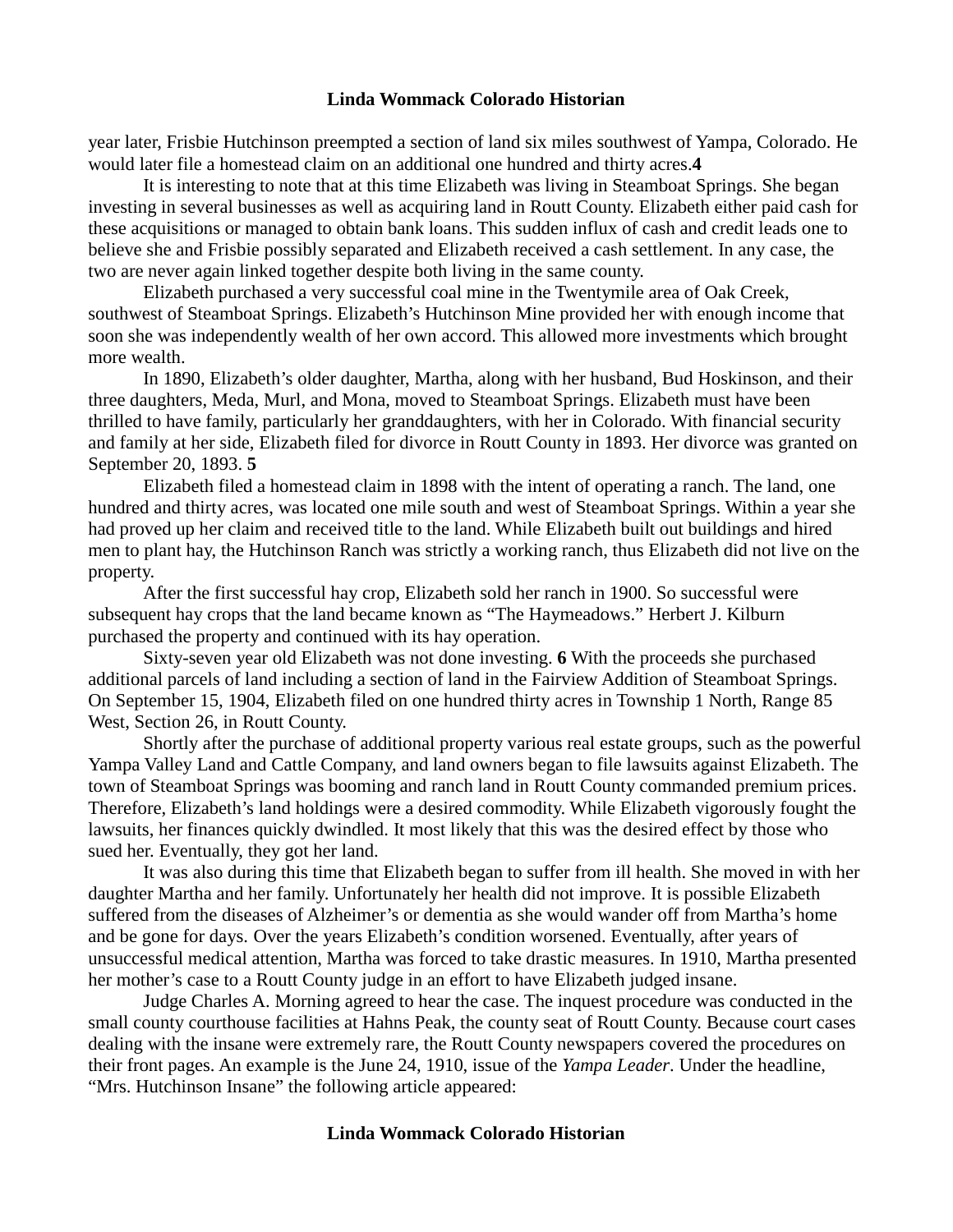year later, Frisbie Hutchinson preempted a section of land six miles southwest of Yampa, Colorado. He would later file a homestead claim on an additional one hundred and thirty acres.**4**

It is interesting to note that at this time Elizabeth was living in Steamboat Springs. She began investing in several businesses as well as acquiring land in Routt County. Elizabeth either paid cash for these acquisitions or managed to obtain bank loans. This sudden influx of cash and credit leads one to believe she and Frisbie possibly separated and Elizabeth received a cash settlement. In any case, the two are never again linked together despite both living in the same county.

Elizabeth purchased a very successful coal mine in the Twentymile area of Oak Creek, southwest of Steamboat Springs. Elizabeth's Hutchinson Mine provided her with enough income that soon she was independently wealth of her own accord. This allowed more investments which brought more wealth.

In 1890, Elizabeth's older daughter, Martha, along with her husband, Bud Hoskinson, and their three daughters, Meda, Murl, and Mona, moved to Steamboat Springs. Elizabeth must have been thrilled to have family, particularly her granddaughters, with her in Colorado. With financial security and family at her side, Elizabeth filed for divorce in Routt County in 1893. Her divorce was granted on September 20, 1893. **5**

Elizabeth filed a homestead claim in 1898 with the intent of operating a ranch. The land, one hundred and thirty acres, was located one mile south and west of Steamboat Springs. Within a year she had proved up her claim and received title to the land. While Elizabeth built out buildings and hired men to plant hay, the Hutchinson Ranch was strictly a working ranch, thus Elizabeth did not live on the property.

After the first successful hay crop, Elizabeth sold her ranch in 1900. So successful were subsequent hay crops that the land became known as "The Haymeadows." Herbert J. Kilburn purchased the property and continued with its hay operation.

Sixty-seven year old Elizabeth was not done investing. **6** With the proceeds she purchased additional parcels of land including a section of land in the Fairview Addition of Steamboat Springs. On September 15, 1904, Elizabeth filed on one hundred thirty acres in Township 1 North, Range 85 West, Section 26, in Routt County.

Shortly after the purchase of additional property various real estate groups, such as the powerful Yampa Valley Land and Cattle Company, and land owners began to file lawsuits against Elizabeth. The town of Steamboat Springs was booming and ranch land in Routt County commanded premium prices. Therefore, Elizabeth's land holdings were a desired commodity. While Elizabeth vigorously fought the lawsuits, her finances quickly dwindled. It most likely that this was the desired effect by those who sued her. Eventually, they got her land.

It was also during this time that Elizabeth began to suffer from ill health. She moved in with her daughter Martha and her family. Unfortunately her health did not improve. It is possible Elizabeth suffered from the diseases of Alzheimer's or dementia as she would wander off from Martha's home and be gone for days. Over the years Elizabeth's condition worsened. Eventually, after years of unsuccessful medical attention, Martha was forced to take drastic measures. In 1910, Martha presented her mother's case to a Routt County judge in an effort to have Elizabeth judged insane.

Judge Charles A. Morning agreed to hear the case. The inquest procedure was conducted in the small county courthouse facilities at Hahns Peak, the county seat of Routt County. Because court cases dealing with the insane were extremely rare, the Routt County newspapers covered the procedures on their front pages. An example is the June 24, 1910, issue of the *Yampa Leader*. Under the headline, "Mrs. Hutchinson Insane" the following article appeared: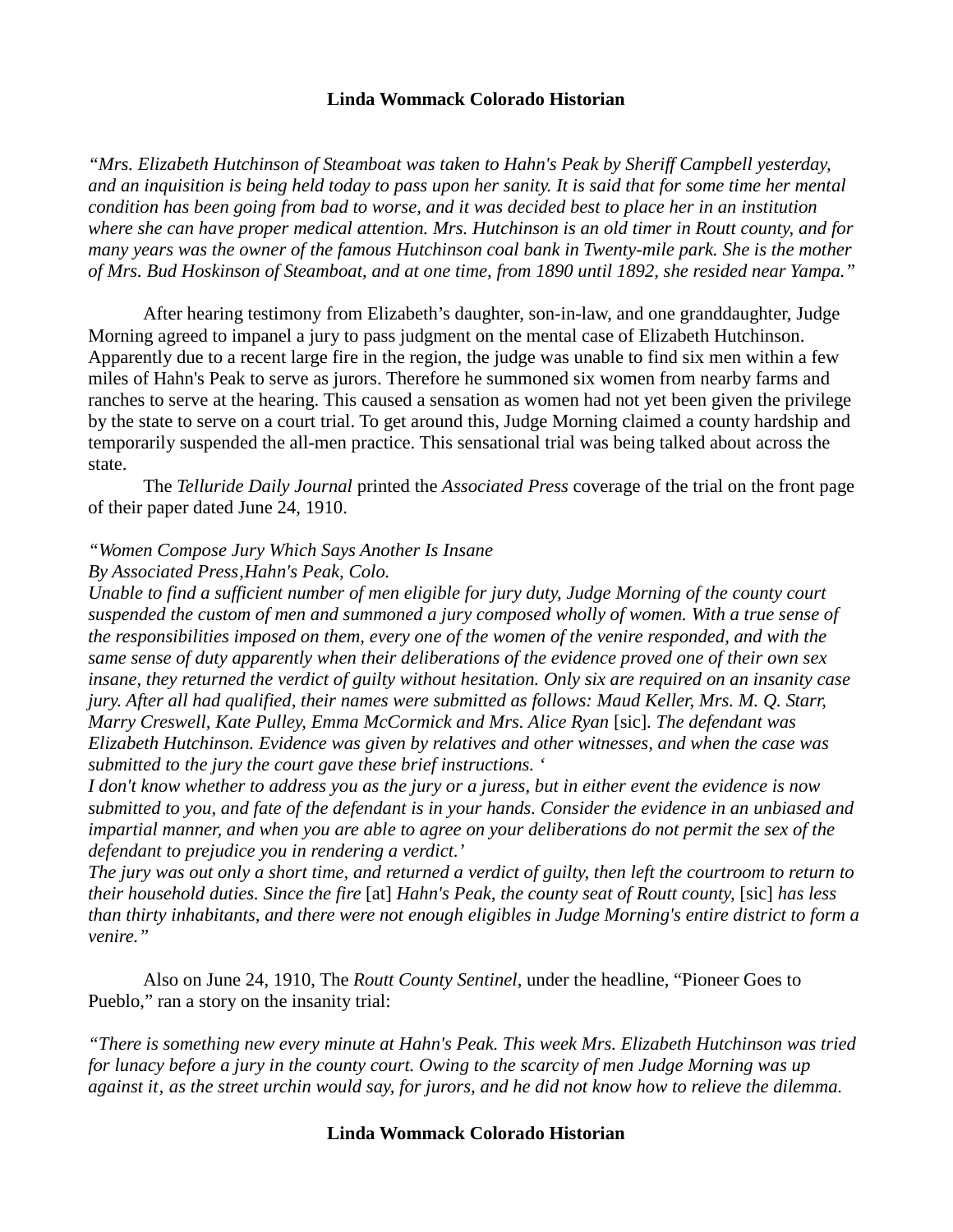*"Mrs. Elizabeth Hutchinson of Steamboat was taken to Hahn's Peak by Sheriff Campbell yesterday, and an inquisition is being held today to pass upon her sanity. It is said that for some time her mental condition has been going from bad to worse, and it was decided best to place her in an institution where she can have proper medical attention. Mrs. Hutchinson is an old timer in Routt county, and for many years was the owner of the famous Hutchinson coal bank in Twenty-mile park. She is the mother of Mrs. Bud Hoskinson of Steamboat, and at one time, from 1890 until 1892, she resided near Yampa."*

After hearing testimony from Elizabeth's daughter, son-in-law, and one granddaughter, Judge Morning agreed to impanel a jury to pass judgment on the mental case of Elizabeth Hutchinson. Apparently due to a recent large fire in the region, the judge was unable to find six men within a few miles of Hahn's Peak to serve as jurors. Therefore he summoned six women from nearby farms and ranches to serve at the hearing. This caused a sensation as women had not yet been given the privilege by the state to serve on a court trial. To get around this, Judge Morning claimed a county hardship and temporarily suspended the all-men practice. This sensational trial was being talked about across the state.

The *Telluride Daily Journal* printed the *Associated Press* coverage of the trial on the front page of their paper dated June 24, 1910.

*"Women Compose Jury Which Says Another Is Insane*
*By Associated Press,Hahn's Peak, Colo.*
*Unable to find a sufficient number of men eligible for jury duty, Judge Morning of the county court suspended the custom of men and summoned a jury composed wholly of women. With a true sense of the responsibilities imposed on them, every one of the women of the venire responded, and with the same sense of duty apparently when their deliberations of the evidence proved one of their own sex insane, they returned the verdict of guilty without hesitation. Only six are required on an insanity case jury. After all had qualified, their names were submitted as follows: Maud Keller, Mrs. M. Q. Starr, Marry Creswell, Kate Pulley, Emma McCormick and Mrs. Alice Ryan* [sic]*. The defendant was Elizabeth Hutchinson. Evidence was given by relatives and other witnesses, and when the case was submitted to the jury the court gave these brief instructions. '*
*I don't know whether to address you as the jury or a juress, but in either event the evidence is now submitted to you, and fate of the defendant is in your hands. Consider the evidence in an unbiased and impartial manner, and when you are able to agree on your deliberations do not permit the sex of the defendant to prejudice you in rendering a verdict.'*
*The jury was out only a short time, and returned a verdict of guilty, then left the courtroom to return to their household duties. Since the fire* [at] *Hahn's Peak, the county seat of Routt county,* [sic] *has less than thirty inhabitants, and there were not enough eligibles in Judge Morning's entire district to form a venire."*

Also on June 24, 1910, The *Routt County Sentinel*, under the headline, "Pioneer Goes to Pueblo," ran a story on the insanity trial:

*"There is something new every minute at Hahn's Peak. This week Mrs. Elizabeth Hutchinson was tried for lunacy before a jury in the county court. Owing to the scarcity of men Judge Morning was up against it, as the street urchin would say, for jurors, and he did not know how to relieve the dilemma.*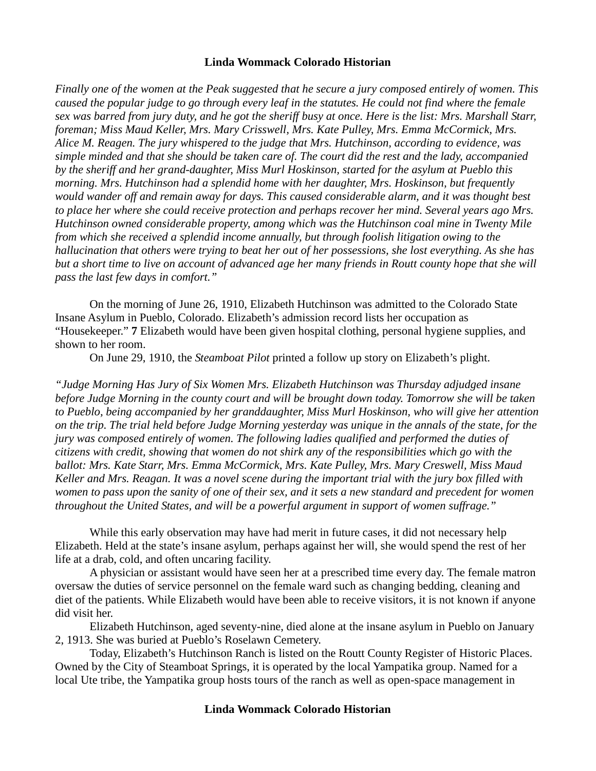*Finally one of the women at the Peak suggested that he secure a jury composed entirely of women. This caused the popular judge to go through every leaf in the statutes. He could not find where the female sex was barred from jury duty, and he got the sheriff busy at once. Here is the list: Mrs. Marshall Starr, foreman; Miss Maud Keller, Mrs. Mary Crisswell, Mrs. Kate Pulley, Mrs. Emma McCormick, Mrs. Alice M. Reagen. The jury whispered to the judge that Mrs. Hutchinson, according to evidence, was simple minded and that she should be taken care of. The court did the rest and the lady, accompanied by the sheriff and her grand-daughter, Miss Murl Hoskinson, started for the asylum at Pueblo this morning. Mrs. Hutchinson had a splendid home with her daughter, Mrs. Hoskinson, but frequently would wander off and remain away for days. This caused considerable alarm, and it was thought best to place her where she could receive protection and perhaps recover her mind. Several years ago Mrs. Hutchinson owned considerable property, among which was the Hutchinson coal mine in Twenty Mile from which she received a splendid income annually, but through foolish litigation owing to the hallucination that others were trying to beat her out of her possessions, she lost everything. As she has but a short time to live on account of advanced age her many friends in Routt county hope that she will pass the last few days in comfort."*

On the morning of June 26, 1910, Elizabeth Hutchinson was admitted to the Colorado State Insane Asylum in Pueblo, Colorado. Elizabeth's admission record lists her occupation as "Housekeeper." **7** Elizabeth would have been given hospital clothing, personal hygiene supplies, and shown to her room.

On June 29, 1910, the *Steamboat Pilot* printed a follow up story on Elizabeth's plight.

*"Judge Morning Has Jury of Six Women Mrs. Elizabeth Hutchinson was Thursday adjudged insane before Judge Morning in the county court and will be brought down today. Tomorrow she will be taken to Pueblo, being accompanied by her granddaughter, Miss Murl Hoskinson, who will give her attention on the trip. The trial held before Judge Morning yesterday was unique in the annals of the state, for the jury was composed entirely of women. The following ladies qualified and performed the duties of citizens with credit, showing that women do not shirk any of the responsibilities which go with the ballot: Mrs. Kate Starr, Mrs. Emma McCormick, Mrs. Kate Pulley, Mrs. Mary Creswell, Miss Maud Keller and Mrs. Reagan. It was a novel scene during the important trial with the jury box filled with women to pass upon the sanity of one of their sex, and it sets a new standard and precedent for women throughout the United States, and will be a powerful argument in support of women suffrage."*

While this early observation may have had merit in future cases, it did not necessary help Elizabeth. Held at the state's insane asylum, perhaps against her will, she would spend the rest of her life at a drab, cold, and often uncaring facility.

A physician or assistant would have seen her at a prescribed time every day. The female matron oversaw the duties of service personnel on the female ward such as changing bedding, cleaning and diet of the patients. While Elizabeth would have been able to receive visitors, it is not known if anyone did visit her.

Elizabeth Hutchinson, aged seventy-nine, died alone at the insane asylum in Pueblo on January 2, 1913. She was buried at Pueblo's Roselawn Cemetery.

Today, Elizabeth's Hutchinson Ranch is listed on the Routt County Register of Historic Places. Owned by the City of Steamboat Springs, it is operated by the local Yampatika group. Named for a local Ute tribe, the Yampatika group hosts tours of the ranch as well as open-space management in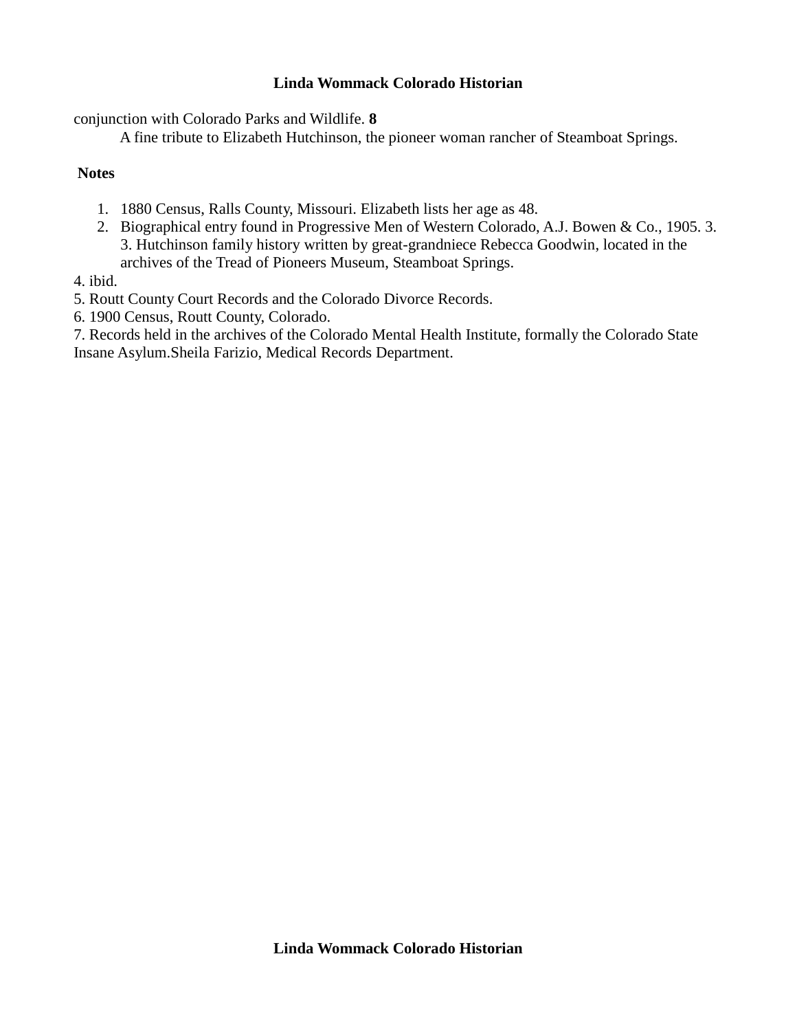conjunction with Colorado Parks and Wildlife. **8**

A fine tribute to Elizabeth Hutchinson, the pioneer woman rancher of Steamboat Springs.

**Notes**

1. 1880 Census, Ralls County, Missouri. Elizabeth lists her age as 48.
2. Biographical entry found in Progressive Men of Western Colorado, A.J. Bowen & Co., 1905. 3. 3. Hutchinson family history written by great-grandniece Rebecca Goodwin, located in the archives of the Tread of Pioneers Museum, Steamboat Springs.

4. ibid.
5. Routt County Court Records and the Colorado Divorce Records.
6. 1900 Census, Routt County, Colorado.
7. Records held in the archives of the Colorado Mental Health Institute, formally the Colorado State Insane Asylum.Sheila Farizio, Medical Records Department.